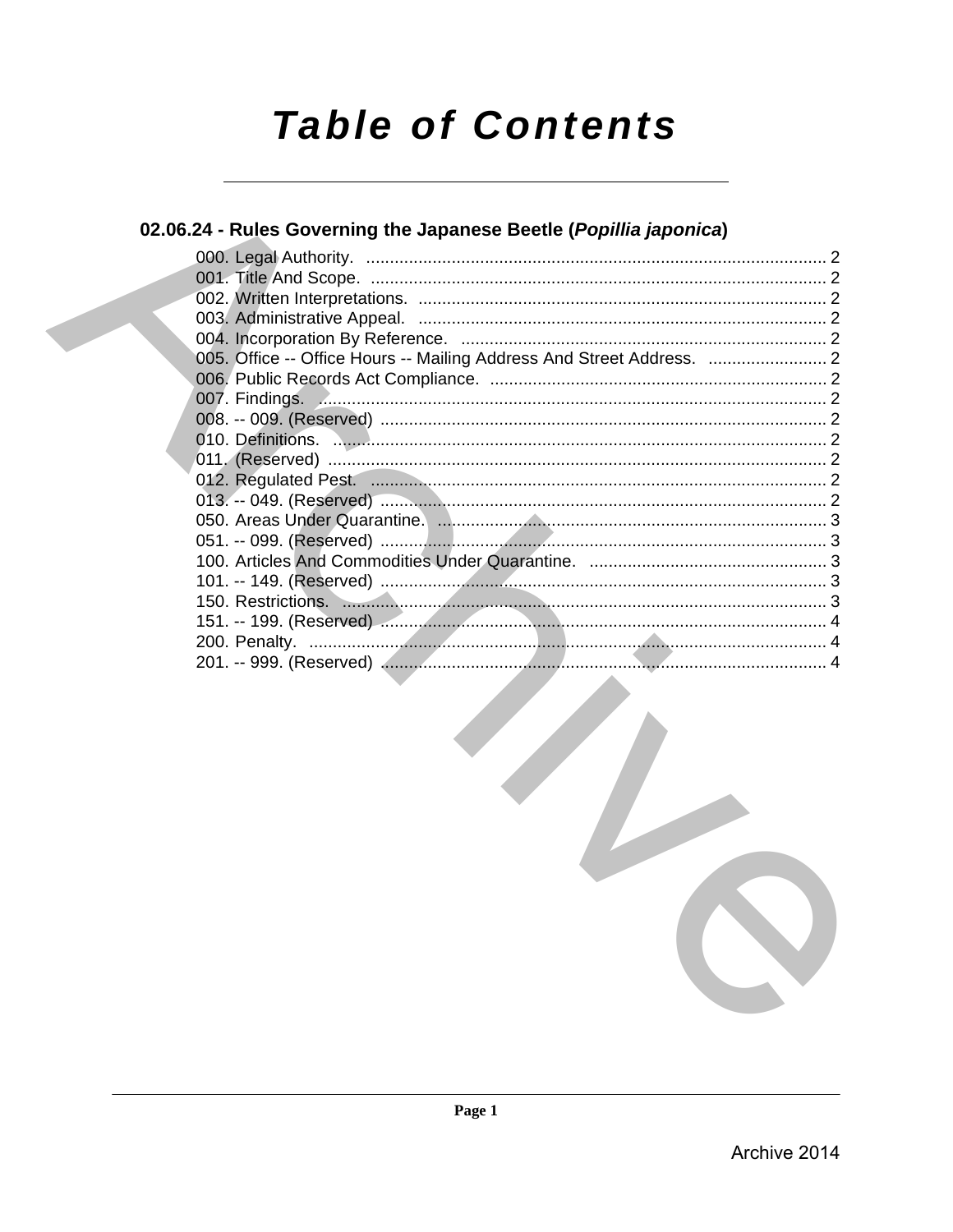# Table of Contents

## 02.06.24 - Rules Governing the Japanese Beetle (*Popillia japonica*)

000. Legal Authority. ..... 2
001. Title And Scope. ..... 2
002. Written Interpretations. ..... 2
003. Administrative Appeal. ..... 2
004. Incorporation By Reference. ..... 2
005. Office -- Office Hours -- Mailing Address And Street Address. ..... 2
006. Public Records Act Compliance. ..... 2
007. Findings. ..... 2
008. -- 009. (Reserved) ..... 2
010. Definitions. ..... 2
011. (Reserved) ..... 2
012. Regulated Pest. ..... 2
013. -- 049. (Reserved) ..... 2
050. Areas Under Quarantine. ..... 3
051. -- 099. (Reserved) ..... 3
100. Articles And Commodities Under Quarantine. ..... 3
101. -- 149. (Reserved) ..... 3
150. Restrictions. ..... 3
151. -- 199. (Reserved) ..... 4
200. Penalty. ..... 4
201. -- 999. (Reserved) ..... 4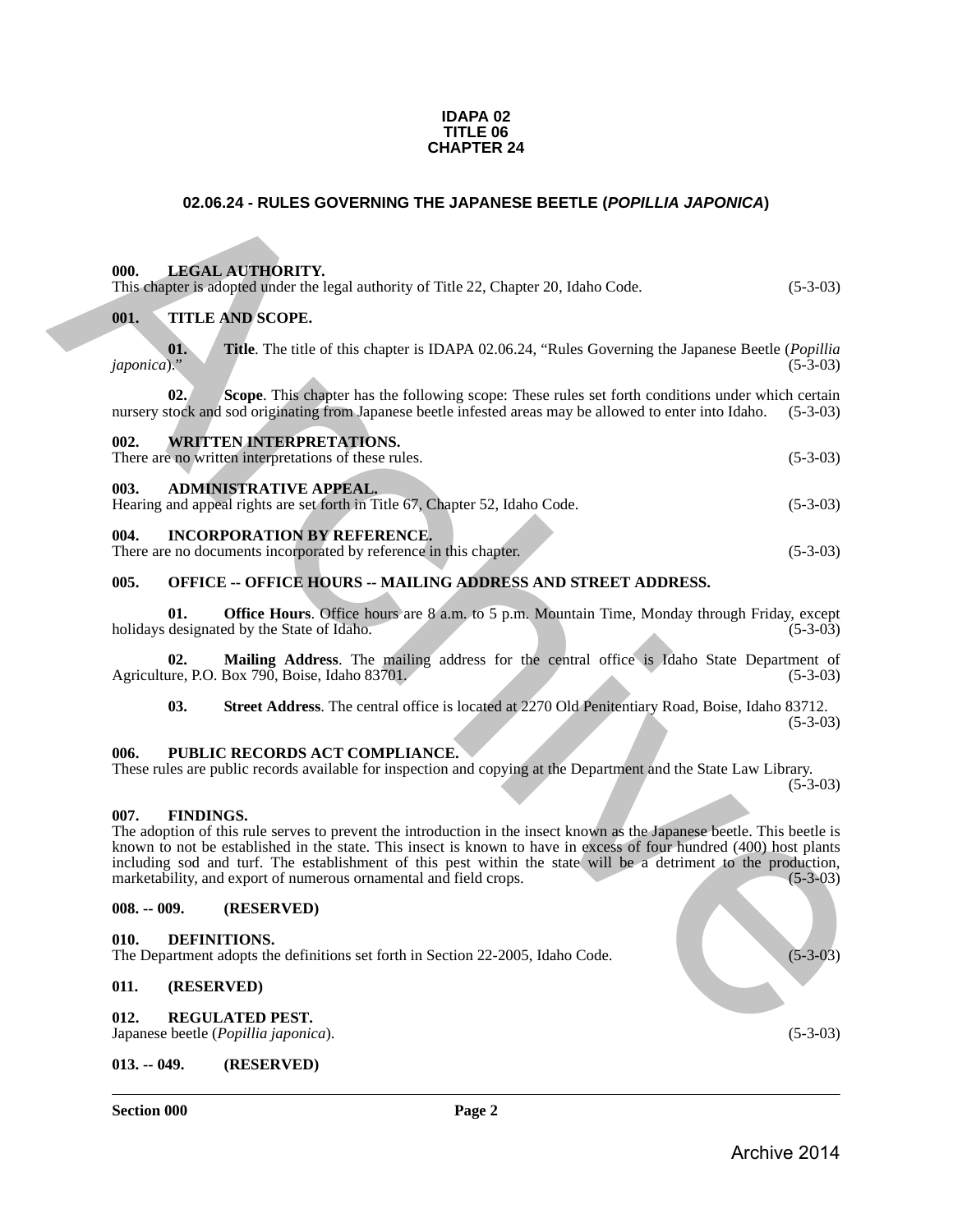**IDAPA 02**
**TITLE 06**
**CHAPTER 24**

# 02.06.24 - RULES GOVERNING THE JAPANESE BEETLE (*POPILLIA JAPONICA*)

**000. LEGAL AUTHORITY.**
This chapter is adopted under the legal authority of Title 22, Chapter 20, Idaho Code. (5-3-03)

**001. TITLE AND SCOPE.**

**01. Title**. The title of this chapter is IDAPA 02.06.24, "Rules Governing the Japanese Beetle (*Popillia japonica*)." (5-3-03)

**02. Scope**. This chapter has the following scope: These rules set forth conditions under which certain nursery stock and sod originating from Japanese beetle infested areas may be allowed to enter into Idaho. (5-3-03)

**002. WRITTEN INTERPRETATIONS.**
There are no written interpretations of these rules. (5-3-03)

**003. ADMINISTRATIVE APPEAL.**
Hearing and appeal rights are set forth in Title 67, Chapter 52, Idaho Code. (5-3-03)

**004. INCORPORATION BY REFERENCE.**
There are no documents incorporated by reference in this chapter. (5-3-03)

**005. OFFICE -- OFFICE HOURS -- MAILING ADDRESS AND STREET ADDRESS.**

**01. Office Hours**. Office hours are 8 a.m. to 5 p.m. Mountain Time, Monday through Friday, except holidays designated by the State of Idaho. (5-3-03)

**02. Mailing Address**. The mailing address for the central office is Idaho State Department of Agriculture, P.O. Box 790, Boise, Idaho 83701. (5-3-03)

**03. Street Address**. The central office is located at 2270 Old Penitentiary Road, Boise, Idaho 83712. (5-3-03)

**006. PUBLIC RECORDS ACT COMPLIANCE.**
These rules are public records available for inspection and copying at the Department and the State Law Library. (5-3-03)

**007. FINDINGS.**
The adoption of this rule serves to prevent the introduction in the insect known as the Japanese beetle. This beetle is known to not be established in the state. This insect is known to have in excess of four hundred (400) host plants including sod and turf. The establishment of this pest within the state will be a detriment to the production, marketability, and export of numerous ornamental and field crops. (5-3-03)

**008. -- 009. (RESERVED)**

**010. DEFINITIONS.**
The Department adopts the definitions set forth in Section 22-2005, Idaho Code. (5-3-03)

**011. (RESERVED)**

**012. REGULATED PEST.**
Japanese beetle (*Popillia japonica*). (5-3-03)

**013. -- 049. (RESERVED)**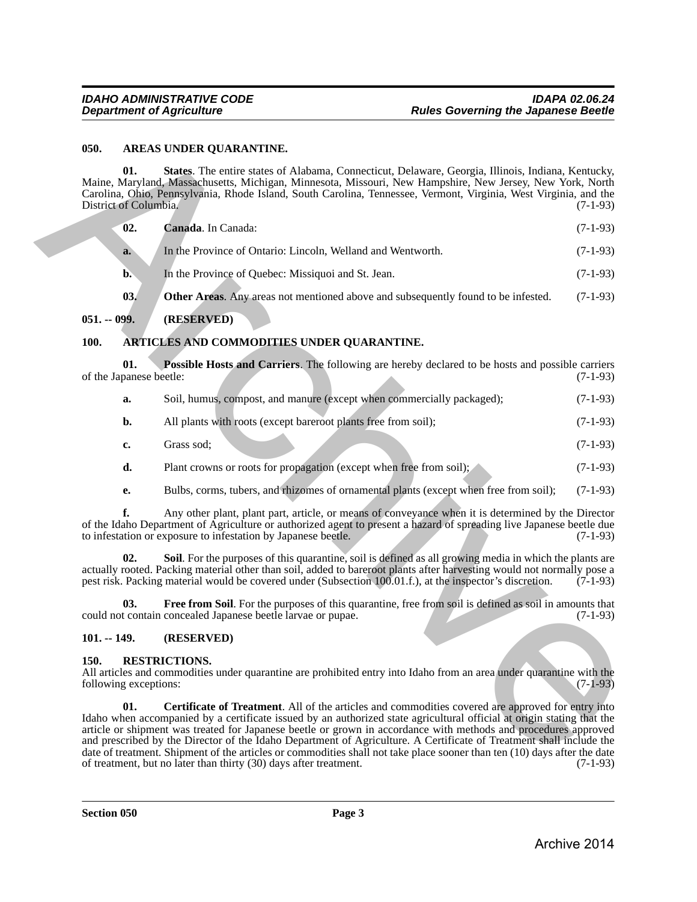## 050. AREAS UNDER QUARANTINE.

**01. States**. The entire states of Alabama, Connecticut, Delaware, Georgia, Illinois, Indiana, Kentucky, Maine, Maryland, Massachusetts, Michigan, Minnesota, Missouri, New Hampshire, New Jersey, New York, North Carolina, Ohio, Pennsylvania, Rhode Island, South Carolina, Tennessee, Vermont, Virginia, West Virginia, and the District of Columbia. (7-1-93)

**02. Canada**. In Canada: (7-1-93)

**a.** In the Province of Ontario: Lincoln, Welland and Wentworth. (7-1-93)

**b.** In the Province of Quebec: Missiquoi and St. Jean. (7-1-93)

**03. Other Areas**. Any areas not mentioned above and subsequently found to be infested. (7-1-93)

## 051. -- 099. (RESERVED)

## 100. ARTICLES AND COMMODITIES UNDER QUARANTINE.

**01. Possible Hosts and Carriers**. The following are hereby declared to be hosts and possible carriers of the Japanese beetle: (7-1-93)

**a.** Soil, humus, compost, and manure (except when commercially packaged); (7-1-93)

**b.** All plants with roots (except bareroot plants free from soil); (7-1-93)

**c.** Grass sod; (7-1-93)

**d.** Plant crowns or roots for propagation (except when free from soil); (7-1-93)

**e.** Bulbs, corms, tubers, and rhizomes of ornamental plants (except when free from soil); (7-1-93)

**f.** Any other plant, plant part, article, or means of conveyance when it is determined by the Director of the Idaho Department of Agriculture or authorized agent to present a hazard of spreading live Japanese beetle due to infestation or exposure to infestation by Japanese beetle. (7-1-93)

**02. Soil**. For the purposes of this quarantine, soil is defined as all growing media in which the plants are actually rooted. Packing material other than soil, added to bareroot plants after harvesting would not normally pose a pest risk. Packing material would be covered under (Subsection 100.01.f.), at the inspector's discretion. (7-1-93)

**03. Free from Soil**. For the purposes of this quarantine, free from soil is defined as soil in amounts that could not contain concealed Japanese beetle larvae or pupae. (7-1-93)

## 101. -- 149. (RESERVED)

## 150. RESTRICTIONS.

All articles and commodities under quarantine are prohibited entry into Idaho from an area under quarantine with the following exceptions: (7-1-93)

**01. Certificate of Treatment**. All of the articles and commodities covered are approved for entry into Idaho when accompanied by a certificate issued by an authorized state agricultural official at origin stating that the article or shipment was treated for Japanese beetle or grown in accordance with methods and procedures approved and prescribed by the Director of the Idaho Department of Agriculture. A Certificate of Treatment shall include the date of treatment. Shipment of the articles or commodities shall not take place sooner than ten (10) days after the date of treatment, but no later than thirty (30) days after treatment. (7-1-93)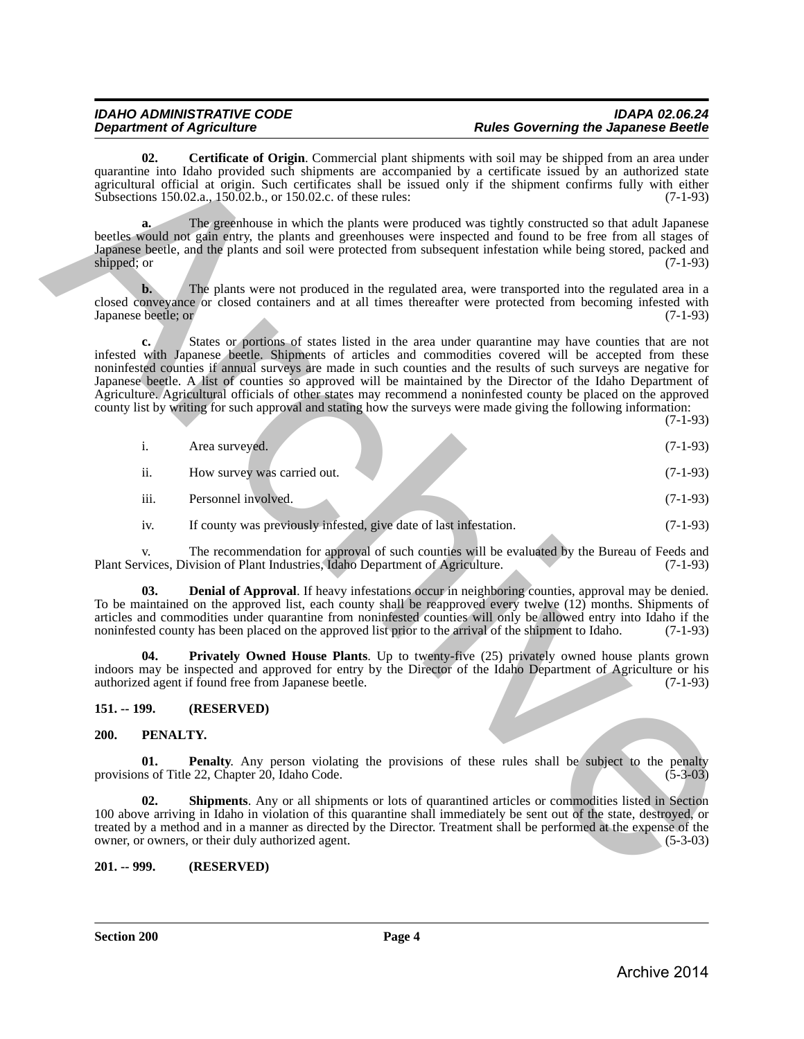**02. Certificate of Origin**. Commercial plant shipments with soil may be shipped from an area under quarantine into Idaho provided such shipments are accompanied by a certificate issued by an authorized state agricultural official at origin. Such certificates shall be issued only if the shipment confirms fully with either Subsections 150.02.a., 150.02.b., or 150.02.c. of these rules: (7-1-93)

**a.** The greenhouse in which the plants were produced was tightly constructed so that adult Japanese beetles would not gain entry, the plants and greenhouses were inspected and found to be free from all stages of Japanese beetle, and the plants and soil were protected from subsequent infestation while being stored, packed and shipped; or (7-1-93)

**b.** The plants were not produced in the regulated area, were transported into the regulated area in a closed conveyance or closed containers and at all times thereafter were protected from becoming infested with Japanese beetle; or (7-1-93)

**c.** States or portions of states listed in the area under quarantine may have counties that are not infested with Japanese beetle. Shipments of articles and commodities covered will be accepted from these noninfested counties if annual surveys are made in such counties and the results of such surveys are negative for Japanese beetle. A list of counties so approved will be maintained by the Director of the Idaho Department of Agriculture. Agricultural officials of other states may recommend a noninfested county be placed on the approved county list by writing for such approval and stating how the surveys were made giving the following information: (7-1-93)

i. Area surveyed. (7-1-93)

ii. How survey was carried out. (7-1-93)

iii. Personnel involved. (7-1-93)

iv. If county was previously infested, give date of last infestation. (7-1-93)

v. The recommendation for approval of such counties will be evaluated by the Bureau of Feeds and Plant Services, Division of Plant Industries, Idaho Department of Agriculture. (7-1-93)

**03. Denial of Approval**. If heavy infestations occur in neighboring counties, approval may be denied. To be maintained on the approved list, each county shall be reapproved every twelve (12) months. Shipments of articles and commodities under quarantine from noninfested counties will only be allowed entry into Idaho if the noninfested county has been placed on the approved list prior to the arrival of the shipment to Idaho. (7-1-93)

**04. Privately Owned House Plants**. Up to twenty-five (25) privately owned house plants grown indoors may be inspected and approved for entry by the Director of the Idaho Department of Agriculture or his authorized agent if found free from Japanese beetle. (7-1-93)

## 151. -- 199. (RESERVED)

## 200. PENALTY.

**01. Penalty**. Any person violating the provisions of these rules shall be subject to the penalty provisions of Title 22, Chapter 20, Idaho Code. (5-3-03)

**02. Shipments**. Any or all shipments or lots of quarantined articles or commodities listed in Section 100 above arriving in Idaho in violation of this quarantine shall immediately be sent out of the state, destroyed, or treated by a method and in a manner as directed by the Director. Treatment shall be performed at the expense of the owner, or owners, or their duly authorized agent. (5-3-03)

## 201. -- 999. (RESERVED)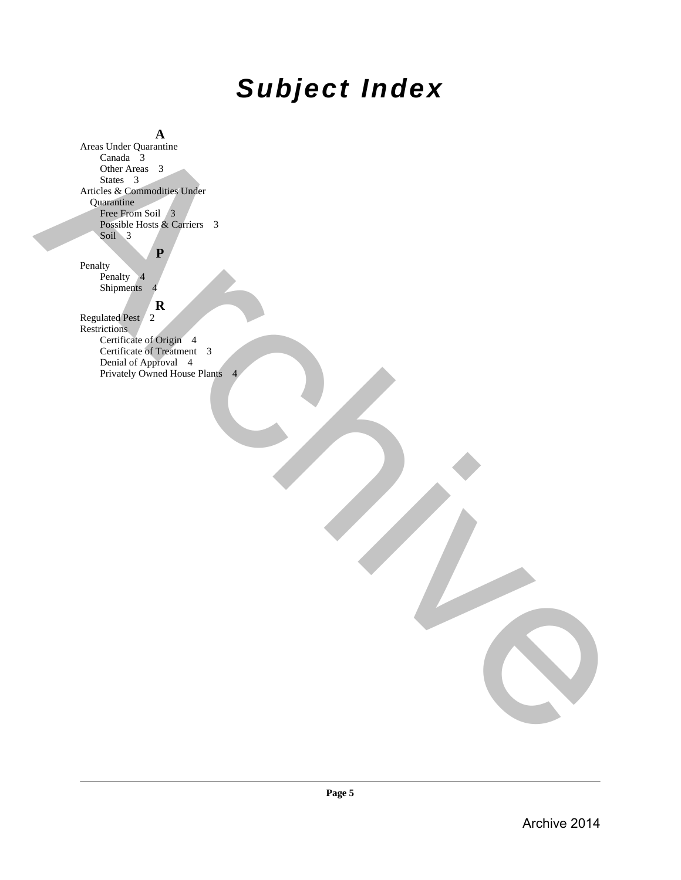# *Subject Index*

**A**

Areas Under Quarantine
- Canada 3
- Other Areas 3
- States 3

Articles & Commodities Under Quarantine
- Free From Soil 3
- Possible Hosts & Carriers 3
- Soil 3

**P**

Penalty
- Penalty 4
- Shipments 4

**R**

Regulated Pest 2

Restrictions
- Certificate of Origin 4
- Certificate of Treatment 3
- Denial of Approval 4
- Privately Owned House Plants 4